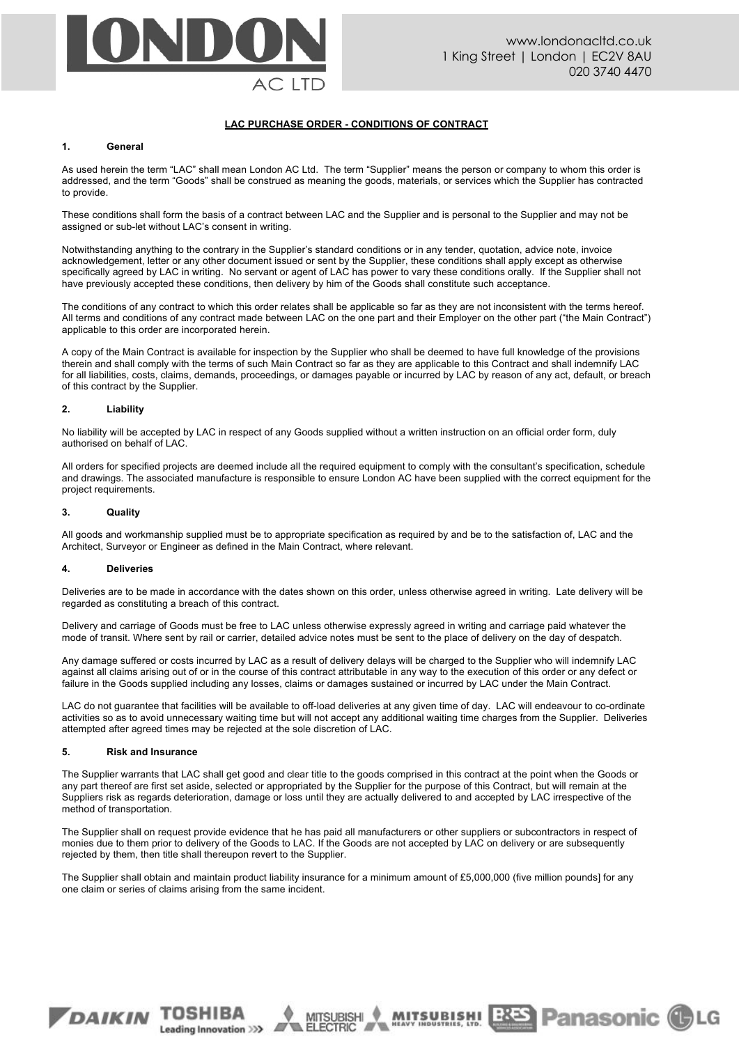# LAC PURCHASE ORDER - CONDITIONS OF CONTRACT

## 1. General

As used herein the term "LAC" shall mean London AC Ltd. The term "Supplier" means the person or company to whom this order is addressed, and the term "Goods" shall be construed as meaning the goods, materials, or services which the Supplier has contracted to provide.

These conditions shall form the basis of a contract between LAC and the Supplier and is personal to the Supplier and may not be assigned or sub-let without LAC's consent in writing.

Notwithstanding anything to the contrary in the Supplier's standard conditions or in any tender, quotation, advice note, invoice acknowledgement, letter or any other document issued or sent by the Supplier, these conditions shall apply except as otherwise specifically agreed by LAC in writing. No servant or agent of LAC has power to vary these conditions orally. If the Supplier shall not have previously accepted these conditions, then delivery by him of the Goods shall constitute such acceptance.

The conditions of any contract to which this order relates shall be applicable so far as they are not inconsistent with the terms hereof. All terms and conditions of any contract made between LAC on the one part and their Employer on the other part ("the Main Contract") applicable to this order are incorporated herein.

A copy of the Main Contract is available for inspection by the Supplier who shall be deemed to have full knowledge of the provisions therein and shall comply with the terms of such Main Contract so far as they are applicable to this Contract and shall indemnify LAC for all liabilities, costs, claims, demands, proceedings, or damages payable or incurred by LAC by reason of any act, default, or breach of this contract by the Supplier.

## 2. Liability

No liability will be accepted by LAC in respect of any Goods supplied without a written instruction on an official order form, duly authorised on behalf of LAC.

All orders for specified projects are deemed include all the required equipment to comply with the consultant's specification, schedule and drawings. The associated manufacture is responsible to ensure London AC have been supplied with the correct equipment for the project requirements.

## 3. Quality

All goods and workmanship supplied must be to appropriate specification as required by and be to the satisfaction of, LAC and the Architect, Surveyor or Engineer as defined in the Main Contract, where relevant.

## 4. Deliveries

Deliveries are to be made in accordance with the dates shown on this order, unless otherwise agreed in writing. Late delivery will be regarded as constituting a breach of this contract.

Delivery and carriage of Goods must be free to LAC unless otherwise expressly agreed in writing and carriage paid whatever the mode of transit. Where sent by rail or carrier, detailed advice notes must be sent to the place of delivery on the day of despatch.

Any damage suffered or costs incurred by LAC as a result of delivery delays will be charged to the Supplier who will indemnify LAC against all claims arising out of or in the course of this contract attributable in any way to the execution of this order or any defect or failure in the Goods supplied including any losses, claims or damages sustained or incurred by LAC under the Main Contract.

LAC do not guarantee that facilities will be available to off-load deliveries at any given time of day. LAC will endeavour to co-ordinate activities so as to avoid unnecessary waiting time but will not accept any additional waiting time charges from the Supplier. Deliveries attempted after agreed times may be rejected at the sole discretion of LAC.

## 5. Risk and Insurance

The Supplier warrants that LAC shall get good and clear title to the goods comprised in this contract at the point when the Goods or any part thereof are first set aside, selected or appropriated by the Supplier for the purpose of this Contract, but will remain at the Suppliers risk as regards deterioration, damage or loss until they are actually delivered to and accepted by LAC irrespective of the method of transportation.

The Supplier shall on request provide evidence that he has paid all manufacturers or other suppliers or subcontractors in respect of monies due to them prior to delivery of the Goods to LAC. If the Goods are not accepted by LAC on delivery or are subsequently rejected by them, then title shall thereupon revert to the Supplier.

The Supplier shall obtain and maintain product liability insurance for a minimum amount of £5,000,000 (five million pounds] for any one claim or series of claims arising from the same incident.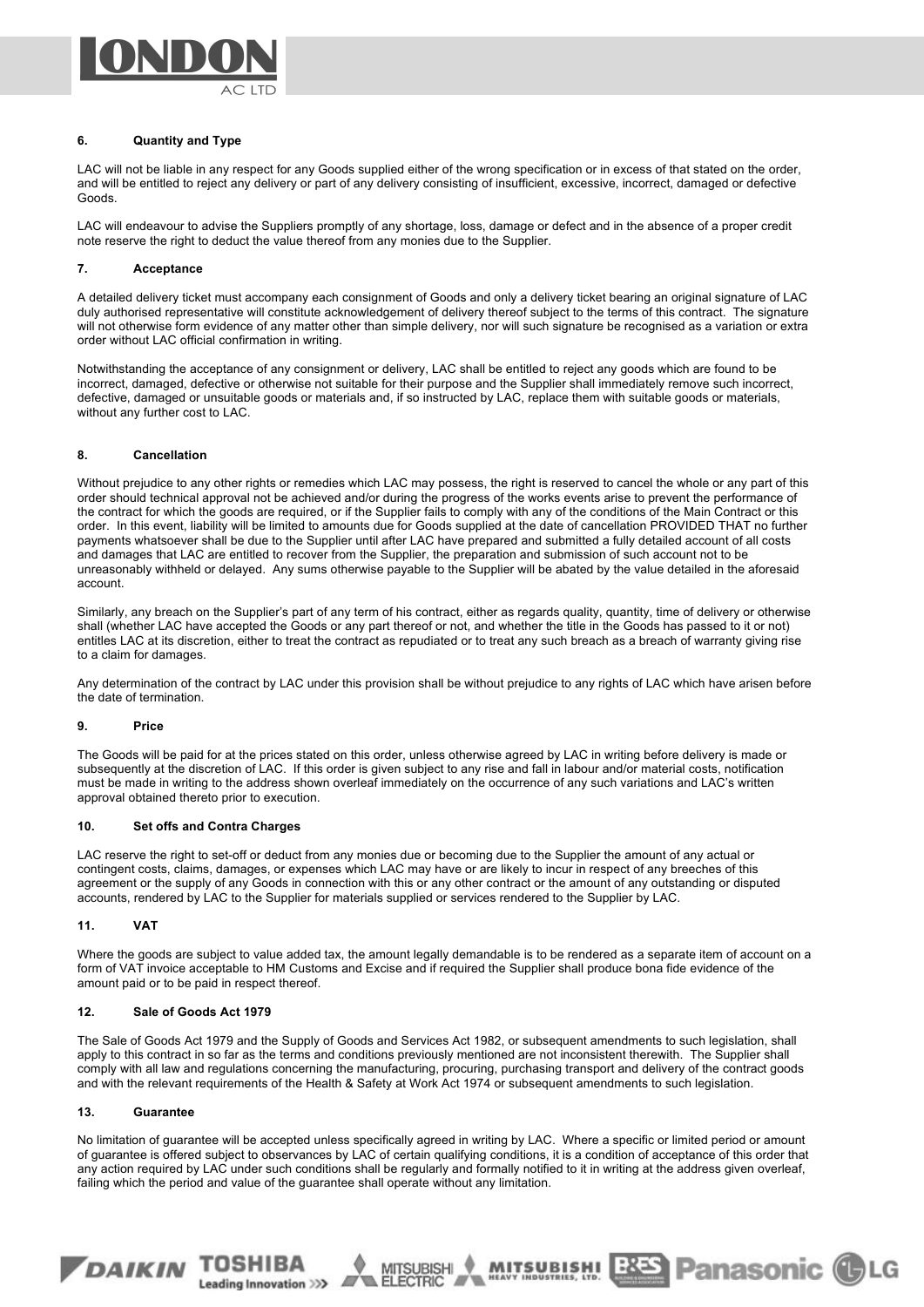### 6. Quantity and Type

LAC will not be liable in any respect for any Goods supplied either of the wrong specification or in excess of that stated on the order, and will be entitled to reject any delivery or part of any delivery consisting of insufficient, excessive, incorrect, damaged or defective Goods.

LAC will endeavour to advise the Suppliers promptly of any shortage, loss, damage or defect and in the absence of a proper credit note reserve the right to deduct the value thereof from any monies due to the Supplier.

### 7. Acceptance

A detailed delivery ticket must accompany each consignment of Goods and only a delivery ticket bearing an original signature of LAC duly authorised representative will constitute acknowledgement of delivery thereof subject to the terms of this contract. The signature will not otherwise form evidence of any matter other than simple delivery, nor will such signature be recognised as a variation or extra order without LAC official confirmation in writing.

Notwithstanding the acceptance of any consignment or delivery, LAC shall be entitled to reject any goods which are found to be incorrect, damaged, defective or otherwise not suitable for their purpose and the Supplier shall immediately remove such incorrect, defective, damaged or unsuitable goods or materials and, if so instructed by LAC, replace them with suitable goods or materials, without any further cost to LAC.

### 8. Cancellation

Without prejudice to any other rights or remedies which LAC may possess, the right is reserved to cancel the whole or any part of this order should technical approval not be achieved and/or during the progress of the works events arise to prevent the performance of the contract for which the goods are required, or if the Supplier fails to comply with any of the conditions of the Main Contract or this order. In this event, liability will be limited to amounts due for Goods supplied at the date of cancellation PROVIDED THAT no further payments whatsoever shall be due to the Supplier until after LAC have prepared and submitted a fully detailed account of all costs and damages that LAC are entitled to recover from the Supplier, the preparation and submission of such account not to be unreasonably withheld or delayed. Any sums otherwise payable to the Supplier will be abated by the value detailed in the aforesaid account.

Similarly, any breach on the Supplier's part of any term of his contract, either as regards quality, quantity, time of delivery or otherwise shall (whether LAC have accepted the Goods or any part thereof or not, and whether the title in the Goods has passed to it or not) entitles LAC at its discretion, either to treat the contract as repudiated or to treat any such breach as a breach of warranty giving rise to a claim for damages.

Any determination of the contract by LAC under this provision shall be without prejudice to any rights of LAC which have arisen before the date of termination.

### 9. Price

The Goods will be paid for at the prices stated on this order, unless otherwise agreed by LAC in writing before delivery is made or subsequently at the discretion of LAC. If this order is given subject to any rise and fall in labour and/or material costs, notification must be made in writing to the address shown overleaf immediately on the occurrence of any such variations and LAC's written approval obtained thereto prior to execution.

### 10. Set offs and Contra Charges

LAC reserve the right to set-off or deduct from any monies due or becoming due to the Supplier the amount of any actual or contingent costs, claims, damages, or expenses which LAC may have or are likely to incur in respect of any breeches of this agreement or the supply of any Goods in connection with this or any other contract or the amount of any outstanding or disputed accounts, rendered by LAC to the Supplier for materials supplied or services rendered to the Supplier by LAC.

### 11. VAT

Where the goods are subject to value added tax, the amount legally demandable is to be rendered as a separate item of account on a form of VAT invoice acceptable to HM Customs and Excise and if required the Supplier shall produce bona fide evidence of the amount paid or to be paid in respect thereof.

### 12. Sale of Goods Act 1979

The Sale of Goods Act 1979 and the Supply of Goods and Services Act 1982, or subsequent amendments to such legislation, shall apply to this contract in so far as the terms and conditions previously mentioned are not inconsistent therewith. The Supplier shall comply with all law and regulations concerning the manufacturing, procuring, purchasing transport and delivery of the contract goods and with the relevant requirements of the Health & Safety at Work Act 1974 or subsequent amendments to such legislation.

### 13. Guarantee

No limitation of guarantee will be accepted unless specifically agreed in writing by LAC. Where a specific or limited period or amount of guarantee is offered subject to observances by LAC of certain qualifying conditions, it is a condition of acceptance of this order that any action required by LAC under such conditions shall be regularly and formally notified to it in writing at the address given overleaf, failing which the period and value of the guarantee shall operate without any limitation.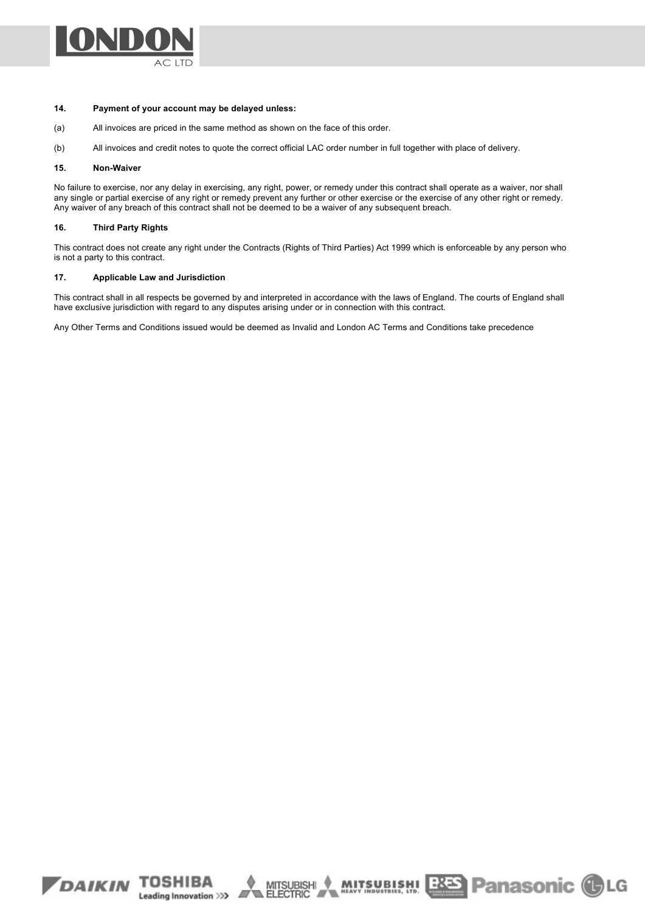**14. Payment of your account may be delayed unless:**

(a) All invoices are priced in the same method as shown on the face of this order.

(b) All invoices and credit notes to quote the correct official LAC order number in full together with place of delivery.

**15. Non-Waiver**

No failure to exercise, nor any delay in exercising, any right, power, or remedy under this contract shall operate as a waiver, nor shall any single or partial exercise of any right or remedy prevent any further or other exercise or the exercise of any other right or remedy. Any waiver of any breach of this contract shall not be deemed to be a waiver of any subsequent breach.

**16. Third Party Rights**

This contract does not create any right under the Contracts (Rights of Third Parties) Act 1999 which is enforceable by any person who is not a party to this contract.

**17. Applicable Law and Jurisdiction**

This contract shall in all respects be governed by and interpreted in accordance with the laws of England. The courts of England shall have exclusive jurisdiction with regard to any disputes arising under or in connection with this contract.

Any Other Terms and Conditions issued would be deemed as Invalid and London AC Terms and Conditions take precedence